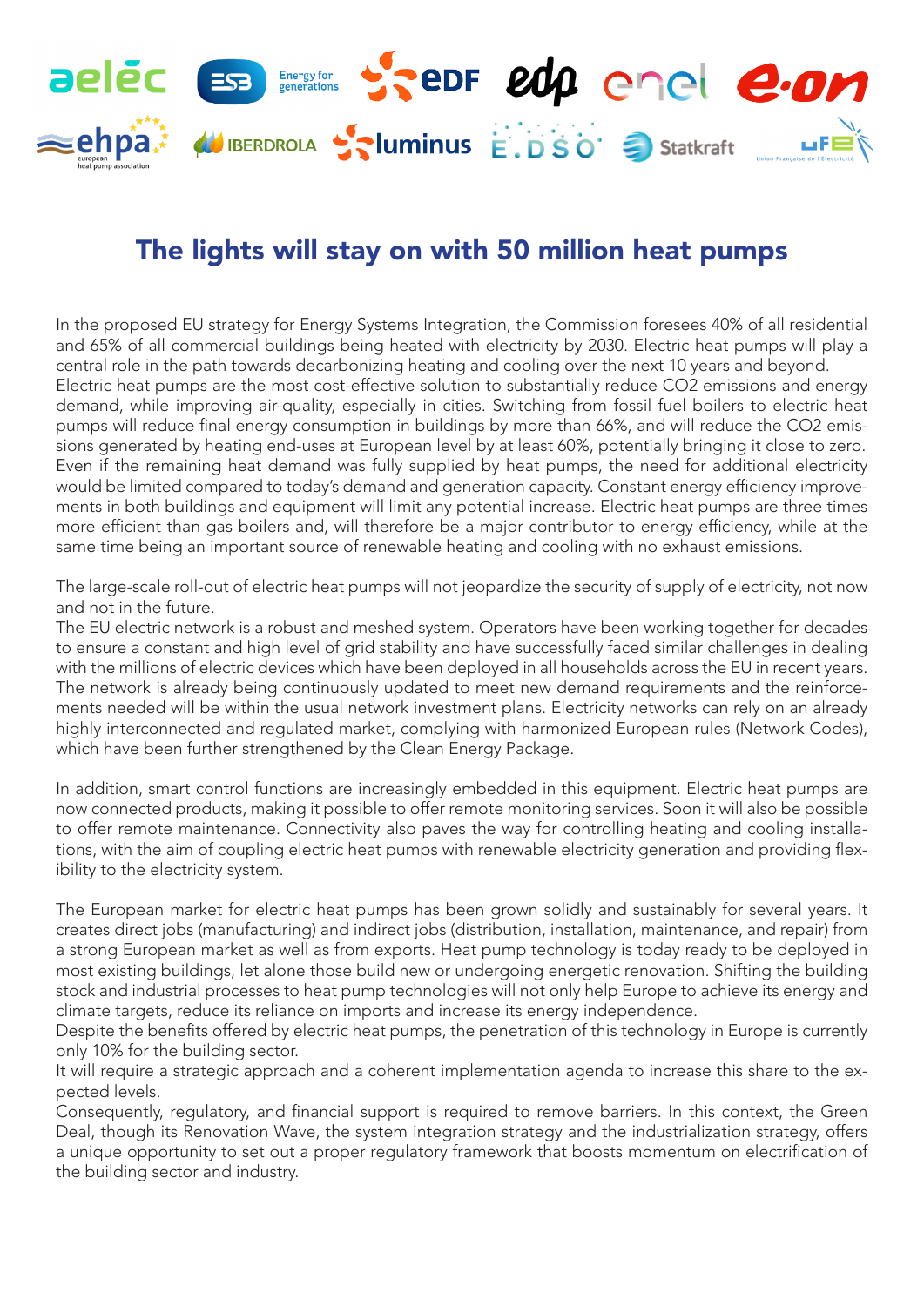# The lights will stay on with 50 million heat pumps

In the proposed EU strategy for Energy Systems Integration, the Commission foresees 40% of all residential and 65% of all commercial buildings being heated with electricity by 2030. Electric heat pumps will play a central role in the path towards decarbonizing heating and cooling over the next 10 years and beyond.
Electric heat pumps are the most cost-effective solution to substantially reduce CO2 emissions and energy demand, while improving air-quality, especially in cities. Switching from fossil fuel boilers to electric heat pumps will reduce final energy consumption in buildings by more than 66%, and will reduce the CO2 emissions generated by heating end-uses at European level by at least 60%, potentially bringing it close to zero. Even if the remaining heat demand was fully supplied by heat pumps, the need for additional electricity would be limited compared to today's demand and generation capacity. Constant energy efficiency improvements in both buildings and equipment will limit any potential increase. Electric heat pumps are three times more efficient than gas boilers and, will therefore be a major contributor to energy efficiency, while at the same time being an important source of renewable heating and cooling with no exhaust emissions.

The large-scale roll-out of electric heat pumps will not jeopardize the security of supply of electricity, not now and not in the future.
The EU electric network is a robust and meshed system. Operators have been working together for decades to ensure a constant and high level of grid stability and have successfully faced similar challenges in dealing with the millions of electric devices which have been deployed in all households across the EU in recent years. The network is already being continuously updated to meet new demand requirements and the reinforcements needed will be within the usual network investment plans. Electricity networks can rely on an already highly interconnected and regulated market, complying with harmonized European rules (Network Codes), which have been further strengthened by the Clean Energy Package.

In addition, smart control functions are increasingly embedded in this equipment. Electric heat pumps are now connected products, making it possible to offer remote monitoring services. Soon it will also be possible to offer remote maintenance. Connectivity also paves the way for controlling heating and cooling installations, with the aim of coupling electric heat pumps with renewable electricity generation and providing flexibility to the electricity system.

The European market for electric heat pumps has been grown solidly and sustainably for several years. It creates direct jobs (manufacturing) and indirect jobs (distribution, installation, maintenance, and repair) from a strong European market as well as from exports. Heat pump technology is today ready to be deployed in most existing buildings, let alone those build new or undergoing energetic renovation. Shifting the building stock and industrial processes to heat pump technologies will not only help Europe to achieve its energy and climate targets, reduce its reliance on imports and increase its energy independence.
Despite the benefits offered by electric heat pumps, the penetration of this technology in Europe is currently only 10% for the building sector.
It will require a strategic approach and a coherent implementation agenda to increase this share to the expected levels.
Consequently, regulatory, and financial support is required to remove barriers. In this context, the Green Deal, though its Renovation Wave, the system integration strategy and the industrialization strategy, offers a unique opportunity to set out a proper regulatory framework that boosts momentum on electrification of the building sector and industry.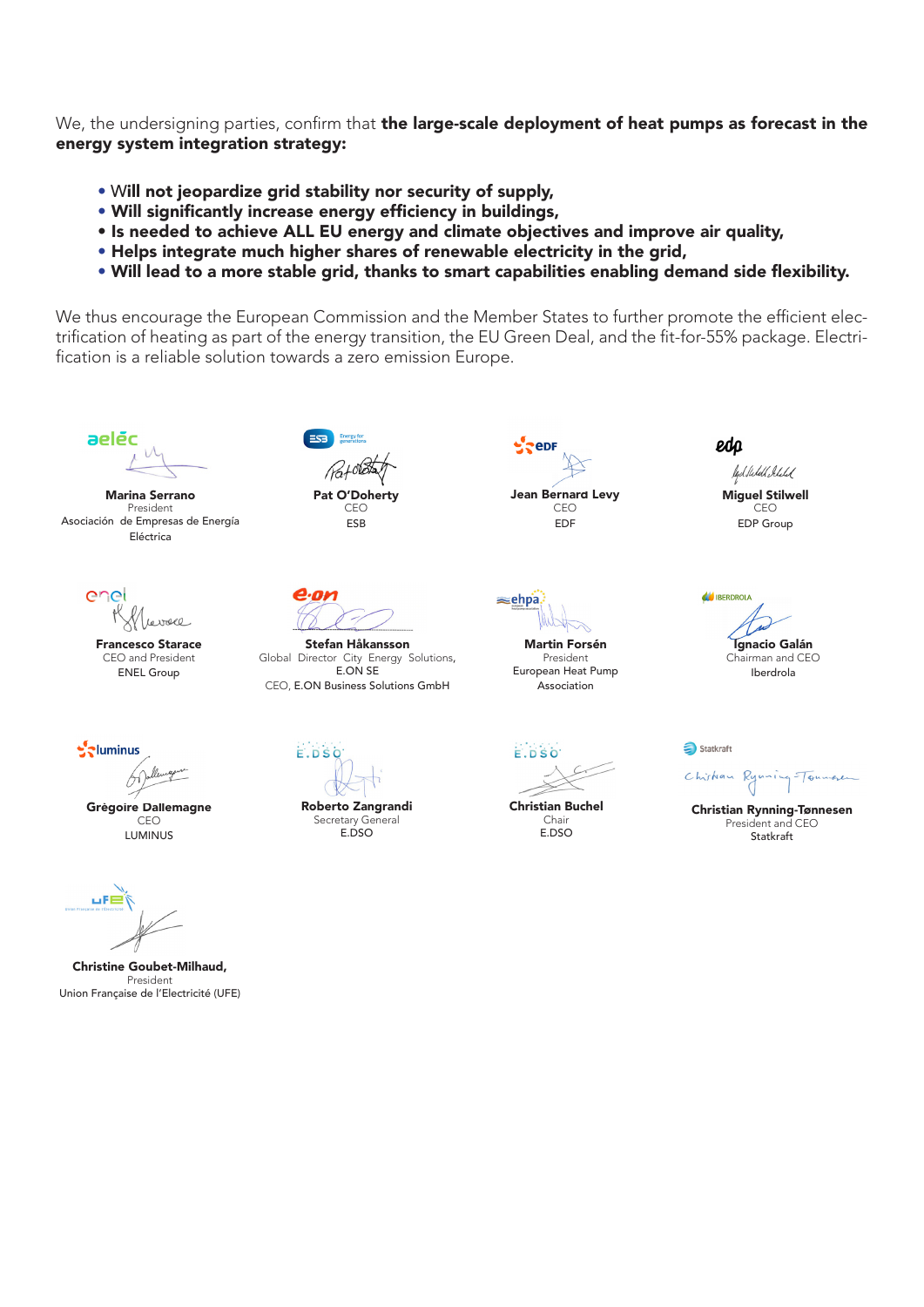We, the undersigning parties, confirm that **the large-scale deployment of heat pumps as forecast in the energy system integration strategy:**

- **Will not jeopardize grid stability nor security of supply,**
- **Will significantly increase energy efficiency in buildings,**
- **Is needed to achieve ALL EU energy and climate objectives and improve air quality,**
- **Helps integrate much higher shares of renewable electricity in the grid,**
- **Will lead to a more stable grid, thanks to smart capabilities enabling demand side flexibility.**

We thus encourage the European Commission and the Member States to further promote the efficient electrification of heating as part of the energy transition, the EU Green Deal, and the fit-for-55% package. Electrification is a reliable solution towards a zero emission Europe.

**Marina Serrano**
President
Asociación de Empresas de Energía Eléctrica

**Pat O'Doherty**
CEO
ESB

**Jean Bernard Levy**
CEO
EDF

**Miguel Stilwell**
CEO
EDP Group

**Francesco Starace**
CEO and President
ENEL Group

**Stefan Håkansson**
Global Director City Energy Solutions, E.ON SE
CEO, E.ON Business Solutions GmbH

**Martin Forsén**
President
European Heat Pump Association

**Ignacio Galán**
Chairman and CEO
Iberdrola

**Grégoire Dallemagne**
CEO
LUMINUS

**Roberto Zangrandi**
Secretary General
E.DSO

**Christian Buchel**
Chair
E.DSO

**Christian Rynning-Tønnesen**
President and CEO
Statkraft

**Christine Goubet-Milhaud,**
President
Union Française de l'Electricité (UFE)